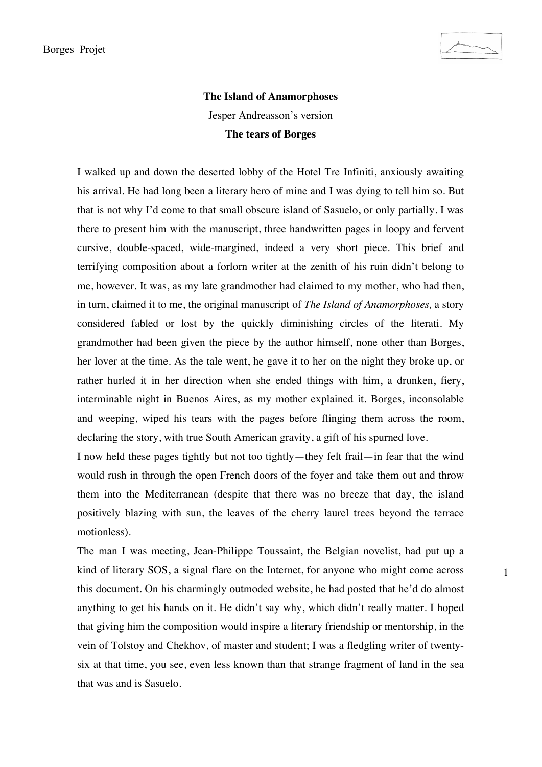**The Island of Anamorphoses**

Jesper Andreasson's version

**The tears of Borges**

I walked up and down the deserted lobby of the Hotel Tre Infiniti, anxiously awaiting his arrival. He had long been a literary hero of mine and I was dying to tell him so. But that is not why I'd come to that small obscure island of Sasuelo, or only partially. I was there to present him with the manuscript, three handwritten pages in loopy and fervent cursive, double-spaced, wide-margined, indeed a very short piece. This brief and terrifying composition about a forlorn writer at the zenith of his ruin didn't belong to me, however. It was, as my late grandmother had claimed to my mother, who had then, in turn, claimed it to me, the original manuscript of *The Island of Anamorphoses,* a story considered fabled or lost by the quickly diminishing circles of the literati. My grandmother had been given the piece by the author himself, none other than Borges, her lover at the time. As the tale went, he gave it to her on the night they broke up, or rather hurled it in her direction when she ended things with him, a drunken, fiery, interminable night in Buenos Aires, as my mother explained it. Borges, inconsolable and weeping, wiped his tears with the pages before flinging them across the room, declaring the story, with true South American gravity, a gift of his spurned love.

I now held these pages tightly but not too tightly—they felt frail—in fear that the wind would rush in through the open French doors of the foyer and take them out and throw them into the Mediterranean (despite that there was no breeze that day, the island positively blazing with sun, the leaves of the cherry laurel trees beyond the terrace motionless).

The man I was meeting, Jean-Philippe Toussaint, the Belgian novelist, had put up a kind of literary SOS, a signal flare on the Internet, for anyone who might come across this document. On his charmingly outmoded website, he had posted that he'd do almost anything to get his hands on it. He didn't say why, which didn't really matter. I hoped that giving him the composition would inspire a literary friendship or mentorship, in the vein of Tolstoy and Chekhov, of master and student; I was a fledgling writer of twenty-six at that time, you see, even less known than that strange fragment of land in the sea that was and is Sasuelo.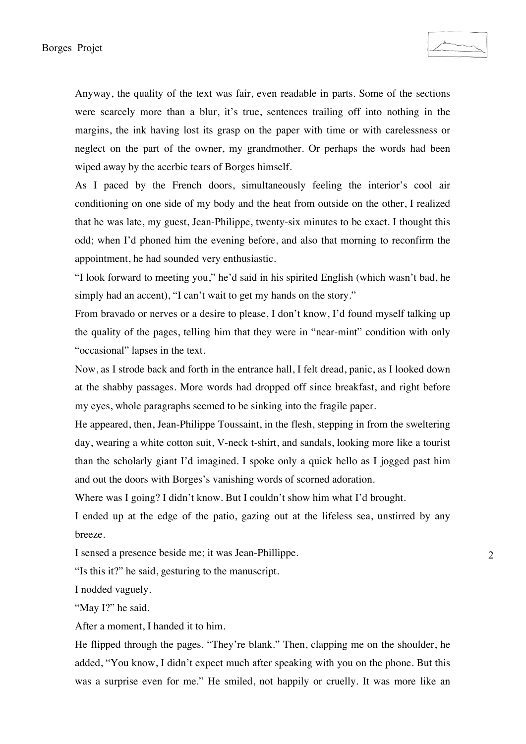Anyway, the quality of the text was fair, even readable in parts. Some of the sections were scarcely more than a blur, it's true, sentences trailing off into nothing in the margins, the ink having lost its grasp on the paper with time or with carelessness or neglect on the part of the owner, my grandmother. Or perhaps the words had been wiped away by the acerbic tears of Borges himself.

As I paced by the French doors, simultaneously feeling the interior's cool air conditioning on one side of my body and the heat from outside on the other, I realized that he was late, my guest, Jean-Philippe, twenty-six minutes to be exact. I thought this odd; when I'd phoned him the evening before, and also that morning to reconfirm the appointment, he had sounded very enthusiastic.

"I look forward to meeting you," he'd said in his spirited English (which wasn't bad, he simply had an accent), "I can't wait to get my hands on the story."

From bravado or nerves or a desire to please, I don't know, I'd found myself talking up the quality of the pages, telling him that they were in "near-mint" condition with only "occasional" lapses in the text.

Now, as I strode back and forth in the entrance hall, I felt dread, panic, as I looked down at the shabby passages. More words had dropped off since breakfast, and right before my eyes, whole paragraphs seemed to be sinking into the fragile paper.

He appeared, then, Jean-Philippe Toussaint, in the flesh, stepping in from the sweltering day, wearing a white cotton suit, V-neck t-shirt, and sandals, looking more like a tourist than the scholarly giant I'd imagined. I spoke only a quick hello as I jogged past him and out the doors with Borges's vanishing words of scorned adoration.

Where was I going? I didn't know. But I couldn't show him what I'd brought.

I ended up at the edge of the patio, gazing out at the lifeless sea, unstirred by any breeze.

I sensed a presence beside me; it was Jean-Phillippe.

"Is this it?" he said, gesturing to the manuscript.

I nodded vaguely.

"May I?" he said.

After a moment, I handed it to him.

He flipped through the pages. "They're blank." Then, clapping me on the shoulder, he added, "You know, I didn't expect much after speaking with you on the phone. But this was a surprise even for me." He smiled, not happily or cruelly. It was more like an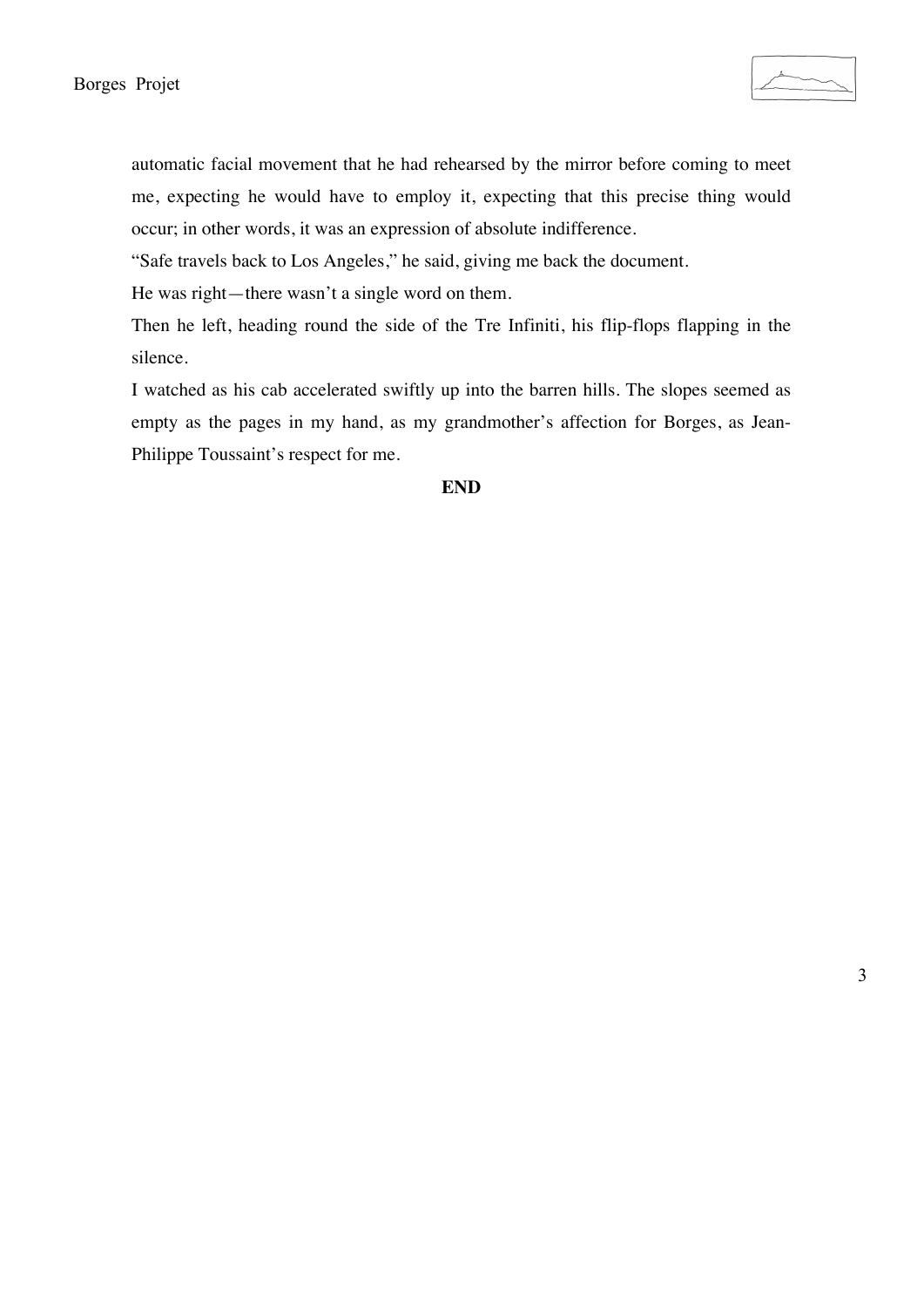automatic facial movement that he had rehearsed by the mirror before coming to meet me, expecting he would have to employ it, expecting that this precise thing would occur; in other words, it was an expression of absolute indifference.

"Safe travels back to Los Angeles," he said, giving me back the document.

He was right—there wasn't a single word on them.

Then he left, heading round the side of the Tre Infiniti, his flip-flops flapping in the silence.

I watched as his cab accelerated swiftly up into the barren hills. The slopes seemed as empty as the pages in my hand, as my grandmother's affection for Borges, as Jean-Philippe Toussaint's respect for me.

**END**